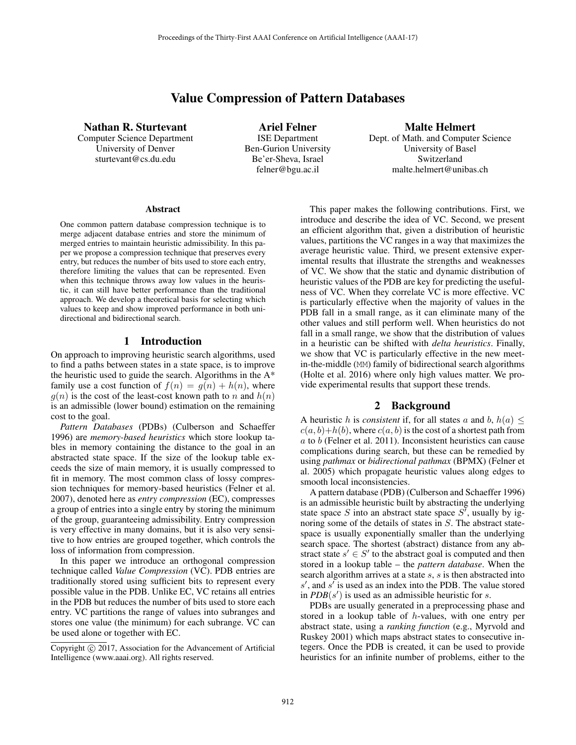# Value Compression of Pattern Databases

**Nathan R. Sturtevant**
Computer Science Department
University of Denver
sturtevant@cs.du.edu

**Ariel Felner**
ISE Department
Ben-Gurion University
Be'er-Sheva, Israel
felner@bgu.ac.il

**Malte Helmert**
Dept. of Math. and Computer Science
University of Basel
Switzerland
malte.helmert@unibas.ch

### Abstract

One common pattern database compression technique is to merge adjacent database entries and store the minimum of merged entries to maintain heuristic admissibility. In this paper we propose a compression technique that preserves every entry, but reduces the number of bits used to store each entry, therefore limiting the values that can be represented. Even when this technique throws away low values in the heuristic, it can still have better performance than the traditional approach. We develop a theoretical basis for selecting which values to keep and show improved performance in both unidirectional and bidirectional search.

## 1 Introduction

On approach to improving heuristic search algorithms, used to find a paths between states in a state space, is to improve the heuristic used to guide the search. Algorithms in the A* family use a cost function of $f(n) = g(n) + h(n)$, where $g(n)$ is the cost of the least-cost known path to $n$ and $h(n)$ is an admissible (lower bound) estimation on the remaining cost to the goal.

*Pattern Databases* (PDBs) (Culberson and Schaeffer 1996) are *memory-based heuristics* which store lookup tables in memory containing the distance to the goal in an abstracted state space. If the size of the lookup table exceeds the size of main memory, it is usually compressed to fit in memory. The most common class of lossy compression techniques for memory-based heuristics (Felner et al. 2007), denoted here as *entry compression* (EC), compresses a group of entries into a single entry by storing the minimum of the group, guaranteeing admissibility. Entry compression is very effective in many domains, but it is also very sensitive to how entries are grouped together, which controls the loss of information from compression.

In this paper we introduce an orthogonal compression technique called *Value Compression* (VC). PDB entries are traditionally stored using sufficient bits to represent every possible value in the PDB. Unlike EC, VC retains all entries in the PDB but reduces the number of bits used to store each entry. VC partitions the range of values into subranges and stores one value (the minimum) for each subrange. VC can be used alone or together with EC.

Copyright © 2017, Association for the Advancement of Artificial Intelligence (www.aaai.org). All rights reserved.

This paper makes the following contributions. First, we introduce and describe the idea of VC. Second, we present an efficient algorithm that, given a distribution of heuristic values, partitions the VC ranges in a way that maximizes the average heuristic value. Third, we present extensive experimental results that illustrate the strengths and weaknesses of VC. We show that the static and dynamic distribution of heuristic values of the PDB are key for predicting the usefulness of VC. When they correlate VC is more effective. VC is particularly effective when the majority of values in the PDB fall in a small range, as it can eliminate many of the other values and still perform well. When heuristics do not fall in a small range, we show that the distribution of values in a heuristic can be shifted with *delta heuristics*. Finally, we show that VC is particularly effective in the new meet-in-the-middle (MM) family of bidirectional search algorithms (Holte et al. 2016) where only high values matter. We provide experimental results that support these trends.

## 2 Background

A heuristic $h$ is *consistent* if, for all states $a$ and $b$, $h(a) \leq c(a, b)+h(b)$, where $c(a, b)$ is the cost of a shortest path from $a$ to $b$ (Felner et al. 2011). Inconsistent heuristics can cause complications during search, but these can be remedied by using *pathmax* or *bidirectional pathmax* (BPMX) (Felner et al. 2005) which propagate heuristic values along edges to smooth local inconsistencies.

A pattern database (PDB) (Culberson and Schaeffer 1996) is an admissible heuristic built by abstracting the underlying state space $S$ into an abstract state space $S'$, usually by ignoring some of the details of states in $S$. The abstract state-space is usually exponentially smaller than the underlying search space. The shortest (abstract) distance from any abstract state $s' \in S'$ to the abstract goal is computed and then stored in a lookup table – the *pattern database*. When the search algorithm arrives at a state $s$, $s$ is then abstracted into $s'$, and $s'$ is used as an index into the PDB. The value stored in *PDB*$(s')$ is used as an admissible heuristic for $s$.

PDBs are usually generated in a preprocessing phase and stored in a lookup table of $h$-values, with one entry per abstract state, using a *ranking function* (e.g., Myrvold and Ruskey 2001) which maps abstract states to consecutive integers. Once the PDB is created, it can be used to provide heuristics for an infinite number of problems, either to the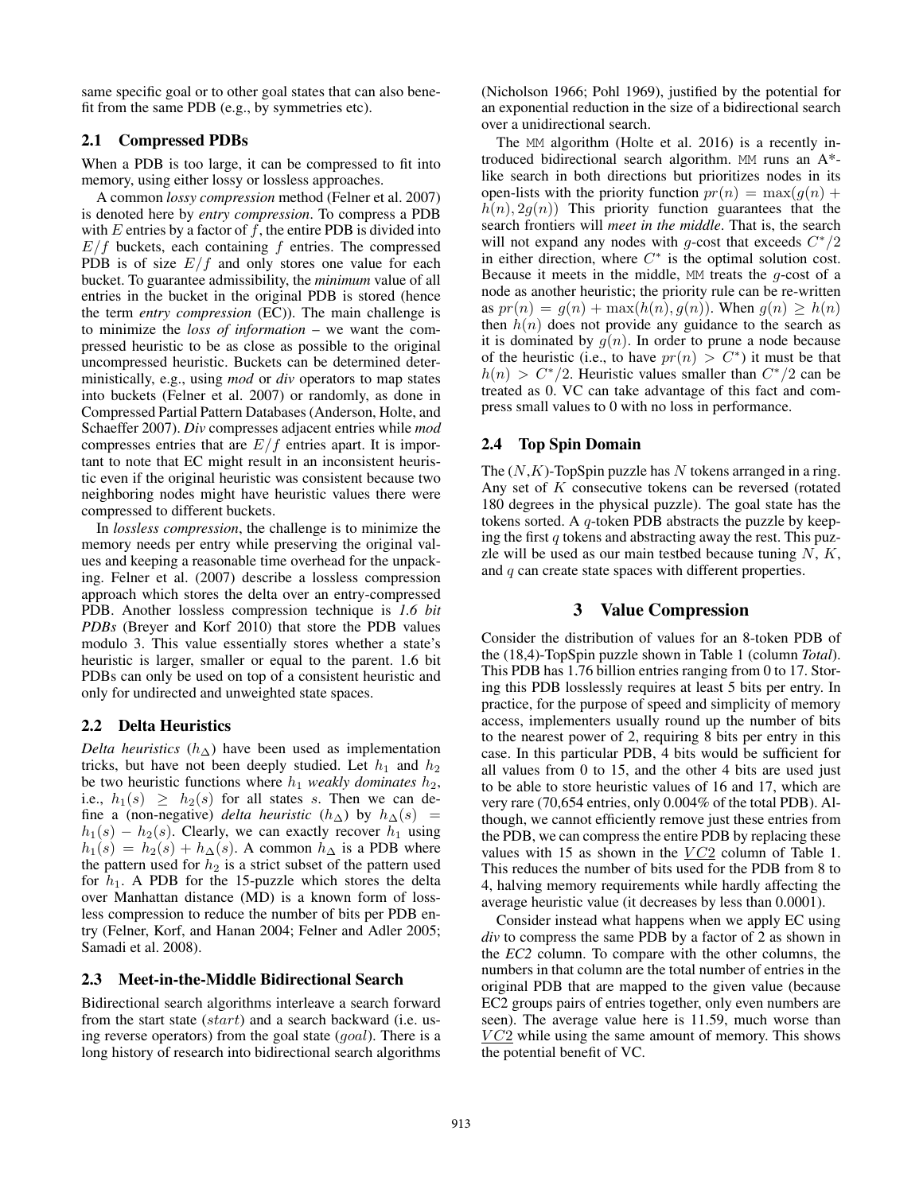same specific goal or to other goal states that can also benefit from the same PDB (e.g., by symmetries etc).

## 2.1 Compressed PDBs

When a PDB is too large, it can be compressed to fit into memory, using either lossy or lossless approaches.

A common *lossy compression* method (Felner et al. 2007) is denoted here by *entry compression*. To compress a PDB with $E$ entries by a factor of $f$, the entire PDB is divided into $E/f$ buckets, each containing $f$ entries. The compressed PDB is of size $E/f$ and only stores one value for each bucket. To guarantee admissibility, the *minimum* value of all entries in the bucket in the original PDB is stored (hence the term *entry compression* (EC)). The main challenge is to minimize the *loss of information* – we want the compressed heuristic to be as close as possible to the original uncompressed heuristic. Buckets can be determined deterministically, e.g., using *mod* or *div* operators to map states into buckets (Felner et al. 2007) or randomly, as done in Compressed Partial Pattern Databases (Anderson, Holte, and Schaeffer 2007). *Div* compresses adjacent entries while *mod* compresses entries that are $E/f$ entries apart. It is important to note that EC might result in an inconsistent heuristic even if the original heuristic was consistent because two neighboring nodes might have heuristic values there were compressed to different buckets.

In *lossless compression*, the challenge is to minimize the memory needs per entry while preserving the original values and keeping a reasonable time overhead for the unpacking. Felner et al. (2007) describe a lossless compression approach which stores the delta over an entry-compressed PDB. Another lossless compression technique is *1.6 bit PDBs* (Breyer and Korf 2010) that store the PDB values modulo 3. This value essentially stores whether a state's heuristic is larger, smaller or equal to the parent. 1.6 bit PDBs can only be used on top of a consistent heuristic and only for undirected and unweighted state spaces.

## 2.2 Delta Heuristics

*Delta heuristics* ($h_\Delta$) have been used as implementation tricks, but have not been deeply studied. Let $h_1$ and $h_2$ be two heuristic functions where $h_1$ *weakly dominates* $h_2$, i.e., $h_1(s) \geq h_2(s)$ for all states $s$. Then we can define a (non-negative) *delta heuristic* ($h_\Delta$) by $h_\Delta(s) = h_1(s) - h_2(s)$. Clearly, we can exactly recover $h_1$ using $h_1(s) = h_2(s) + h_\Delta(s)$. A common $h_\Delta$ is a PDB where the pattern used for $h_2$ is a strict subset of the pattern used for $h_1$. A PDB for the 15-puzzle which stores the delta over Manhattan distance (MD) is a known form of lossless compression to reduce the number of bits per PDB entry (Felner, Korf, and Hanan 2004; Felner and Adler 2005; Samadi et al. 2008).

## 2.3 Meet-in-the-Middle Bidirectional Search

Bidirectional search algorithms interleave a search forward from the start state ($start$) and a search backward (i.e. using reverse operators) from the goal state ($goal$). There is a long history of research into bidirectional search algorithms (Nicholson 1966; Pohl 1969), justified by the potential for an exponential reduction in the size of a bidirectional search over a unidirectional search.

The MM algorithm (Holte et al. 2016) is a recently introduced bidirectional search algorithm. MM runs an A*-like search in both directions but prioritizes nodes in its open-lists with the priority function $pr(n) = \max(g(n) + h(n), 2g(n))$ This priority function guarantees that the search frontiers will *meet in the middle*. That is, the search will not expand any nodes with $g$-cost that exceeds $C^*/2$ in either direction, where $C^*$ is the optimal solution cost. Because it meets in the middle, MM treats the $g$-cost of a node as another heuristic; the priority rule can be re-written as $pr(n) = g(n) + \max(h(n), g(n))$. When $g(n) \geq h(n)$ then $h(n)$ does not provide any guidance to the search as it is dominated by $g(n)$. In order to prune a node because of the heuristic (i.e., to have $pr(n) > C^*$) it must be that $h(n) > C^*/2$. Heuristic values smaller than $C^*/2$ can be treated as 0. VC can take advantage of this fact and compress small values to 0 with no loss in performance.

## 2.4 Top Spin Domain

The ($N$,$K$)-TopSpin puzzle has $N$ tokens arranged in a ring. Any set of $K$ consecutive tokens can be reversed (rotated 180 degrees in the physical puzzle). The goal state has the tokens sorted. A $q$-token PDB abstracts the puzzle by keeping the first $q$ tokens and abstracting away the rest. This puzzle will be used as our main testbed because tuning $N$, $K$, and $q$ can create state spaces with different properties.

# 3 Value Compression

Consider the distribution of values for an 8-token PDB of the (18,4)-TopSpin puzzle shown in Table 1 (column *Total*). This PDB has 1.76 billion entries ranging from 0 to 17. Storing this PDB losslessly requires at least 5 bits per entry. In practice, for the purpose of speed and simplicity of memory access, implementers usually round up the number of bits to the nearest power of 2, requiring 8 bits per entry in this case. In this particular PDB, 4 bits would be sufficient for all values from 0 to 15, and the other 4 bits are used just to be able to store heuristic values of 16 and 17, which are very rare (70,654 entries, only 0.004% of the total PDB). Although, we cannot efficiently remove just these entries from the PDB, we can compress the entire PDB by replacing these values with 15 as shown in the $\underline{VC2}$ column of Table 1. This reduces the number of bits used for the PDB from 8 to 4, halving memory requirements while hardly affecting the average heuristic value (it decreases by less than 0.0001).

Consider instead what happens when we apply EC using *div* to compress the same PDB by a factor of 2 as shown in the *EC2* column. To compare with the other columns, the numbers in that column are the total number of entries in the original PDB that are mapped to the given value (because EC2 groups pairs of entries together, only even numbers are seen). The average value here is 11.59, much worse than $\underline{VC2}$ while using the same amount of memory. This shows the potential benefit of VC.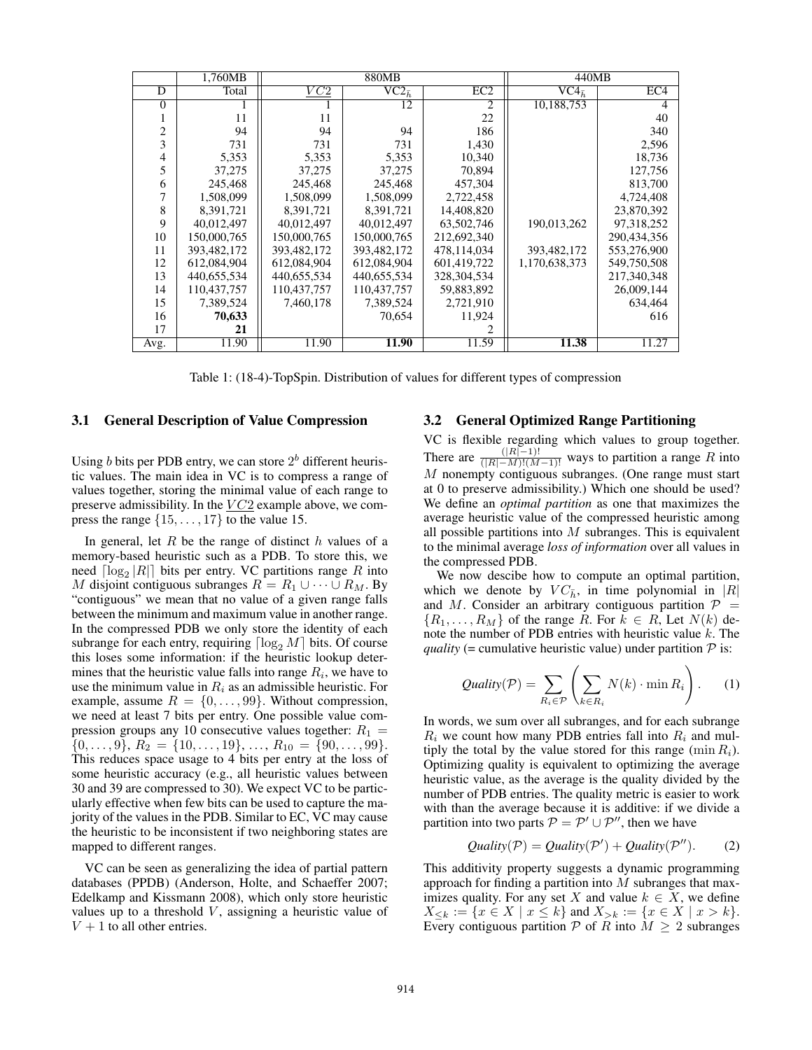| | 1,760MB | 880MB | | | 440MB | |
|---|---|---|---|---|---|---|
| D | Total | $VC2$ | $VC2_{\bar{h}}$ | EC2 | $VC4_{\bar{h}}$ | EC4 |
| 0 | 1 | 1 | 12 | 2 | 10,188,753 | 4 |
| 1 | 11 | 11 | | 22 | | 40 |
| 2 | 94 | 94 | 94 | 186 | | 340 |
| 3 | 731 | 731 | 731 | 1,430 | | 2,596 |
| 4 | 5,353 | 5,353 | 5,353 | 10,340 | | 18,736 |
| 5 | 37,275 | 37,275 | 37,275 | 70,894 | | 127,756 |
| 6 | 245,468 | 245,468 | 245,468 | 457,304 | | 813,700 |
| 7 | 1,508,099 | 1,508,099 | 1,508,099 | 2,722,458 | | 4,724,408 |
| 8 | 8,391,721 | 8,391,721 | 8,391,721 | 14,408,820 | | 23,870,392 |
| 9 | 40,012,497 | 40,012,497 | 40,012,497 | 63,502,746 | 190,013,262 | 97,318,252 |
| 10 | 150,000,765 | 150,000,765 | 150,000,765 | 212,692,340 | | 290,434,356 |
| 11 | 393,482,172 | 393,482,172 | 393,482,172 | 478,114,034 | 393,482,172 | 553,276,900 |
| 12 | 612,084,904 | 612,084,904 | 612,084,904 | 601,419,722 | 1,170,638,373 | 549,750,508 |
| 13 | 440,655,534 | 440,655,534 | 440,655,534 | 328,304,534 | | 217,340,348 |
| 14 | 110,437,757 | 110,437,757 | 110,437,757 | 59,883,892 | | 26,009,144 |
| 15 | 7,389,524 | 7,460,178 | 7,389,524 | 2,721,910 | | 634,464 |
| 16 | **70,633** | | 70,654 | 11,924 | | 616 |
| 17 | **21** | | | 2 | | |
| Avg. | 11.90 | 11.90 | **11.90** | 11.59 | **11.38** | 11.27 |

Table 1: (18-4)-TopSpin. Distribution of values for different types of compression

### 3.1 General Description of Value Compression

Using $b$ bits per PDB entry, we can store $2^b$ different heuristic values. The main idea in VC is to compress a range of values together, storing the minimal value of each range to preserve admissibility. In the $VC2$ example above, we compress the range $\{15, \ldots, 17\}$ to the value 15.

In general, let $R$ be the range of distinct $h$ values of a memory-based heuristic such as a PDB. To store this, we need $\lceil \log_2 |R| \rceil$ bits per entry. VC partitions range $R$ into $M$ disjoint contiguous subranges $R = R_1 \cup \cdots \cup R_M$. By "contiguous" we mean that no value of a given range falls between the minimum and maximum value in another range. In the compressed PDB we only store the identity of each subrange for each entry, requiring $\lceil \log_2 M \rceil$ bits. Of course this loses some information: if the heuristic lookup determines that the heuristic value falls into range $R_i$, we have to use the minimum value in $R_i$ as an admissible heuristic. For example, assume $R = \{0, \ldots, 99\}$. Without compression, we need at least 7 bits per entry. One possible value compression groups any 10 consecutive values together: $R_1 = \{0, \ldots, 9\}$, $R_2 = \{10, \ldots, 19\}$, ..., $R_{10} = \{90, \ldots, 99\}$. This reduces space usage to 4 bits per entry at the loss of some heuristic accuracy (e.g., all heuristic values between 30 and 39 are compressed to 30). We expect VC to be particularly effective when few bits can be used to capture the majority of the values in the PDB. Similar to EC, VC may cause the heuristic to be inconsistent if two neighboring states are mapped to different ranges.

VC can be seen as generalizing the idea of partial pattern databases (PPDB) (Anderson, Holte, and Schaeffer 2007; Edelkamp and Kissmann 2008), which only store heuristic values up to a threshold $V$, assigning a heuristic value of $V + 1$ to all other entries.

### 3.2 General Optimized Range Partitioning

VC is flexible regarding which values to group together. There are $\frac{(|R|-1)!}{(|R|-M)!(M-1)!}$ ways to partition a range $R$ into $M$ nonempty contiguous subranges. (One range must start at 0 to preserve admissibility.) Which one should be used? We define an *optimal partition* as one that maximizes the average heuristic value of the compressed heuristic among all possible partitions into $M$ subranges. This is equivalent to the minimal average *loss of information* over all values in the compressed PDB.

We now descibe how to compute an optimal partition, which we denote by $VC_{\bar{h}}$, in time polynomial in $|R|$ and $M$. Consider an arbitrary contiguous partition $\mathcal{P} = \{R_1, \ldots, R_M\}$ of the range $R$. For $k \in R$, Let $N(k)$ denote the number of PDB entries with heuristic value $k$. The *quality* (= cumulative heuristic value) under partition $\mathcal{P}$ is:

$$\mathit{Quality}(\mathcal{P}) = \sum_{R_i \in \mathcal{P}} \left( \sum_{k \in R_i} N(k) \cdot \min R_i \right). \quad (1)$$

In words, we sum over all subranges, and for each subrange $R_i$ we count how many PDB entries fall into $R_i$ and multiply the total by the value stored for this range ($\min R_i$). Optimizing quality is equivalent to optimizing the average heuristic value, as the average is the quality divided by the number of PDB entries. The quality metric is easier to work with than the average because it is additive: if we divide a partition into two parts $\mathcal{P} = \mathcal{P}' \cup \mathcal{P}''$, then we have

$$\mathit{Quality}(\mathcal{P}) = \mathit{Quality}(\mathcal{P}') + \mathit{Quality}(\mathcal{P}''). \quad (2)$$

This additivity property suggests a dynamic programming approach for finding a partition into $M$ subranges that maximizes quality. For any set $X$ and value $k \in X$, we define $X_{\leq k} := \{x \in X \mid x \leq k\}$ and $X_{>k} := \{x \in X \mid x > k\}$. Every contiguous partition $\mathcal{P}$ of $R$ into $M \geq 2$ subranges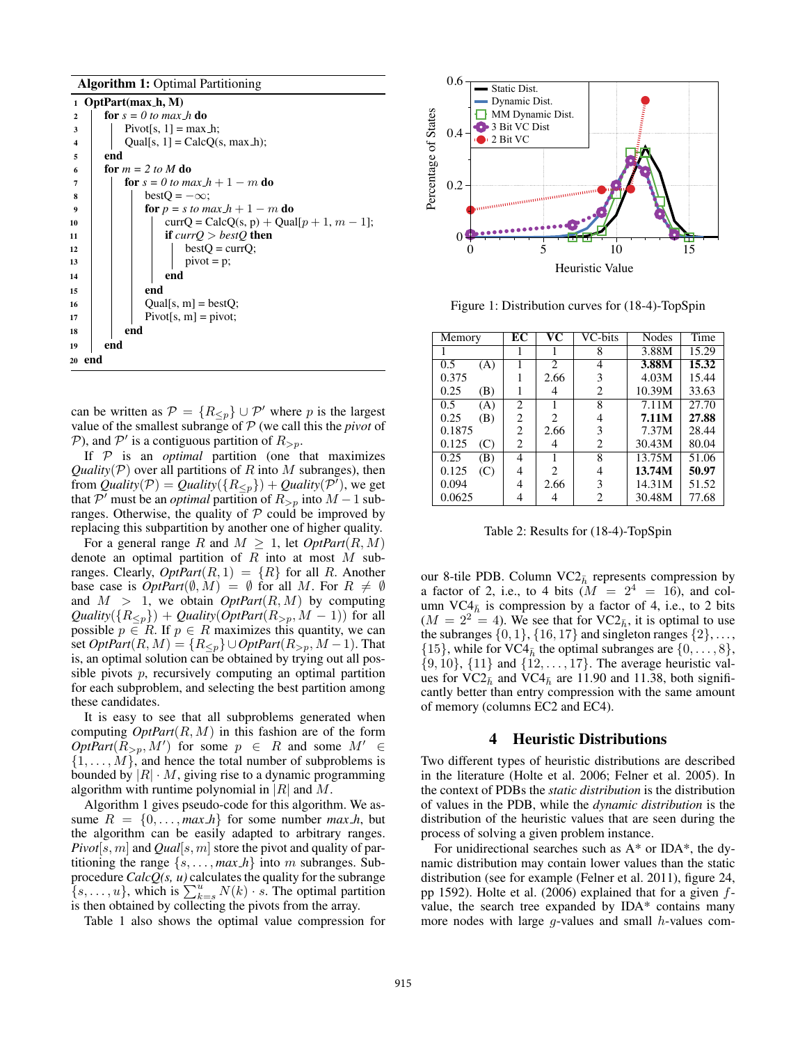**Algorithm 1:** Optimal Partitioning

```
1  OptPart(max_h, M)
2    for s = 0 to max_h do
3      Pivot[s, 1] = max_h;
4      Qual[s, 1] = CalcQ(s, max_h);
5    end
6    for m = 2 to M do
7      for s = 0 to max_h + 1 − m do
8        bestQ = −∞;
9        for p = s to max_h + 1 − m do
10         currQ = CalcQ(s, p) + Qual[p + 1, m − 1];
11         if currQ > bestQ then
12           bestQ = currQ;
13           pivot = p;
14         end
15       end
16       Qual[s, m] = bestQ;
17       Pivot[s, m] = pivot;
18     end
19   end
20 end
```

can be written as $\mathcal{P} = \{R_{\leq p}\} \cup \mathcal{P}'$ where $p$ is the largest value of the smallest subrange of $\mathcal{P}$ (we call this the *pivot* of $\mathcal{P}$), and $\mathcal{P}'$ is a contiguous partition of $R_{>p}$.

If $\mathcal{P}$ is an *optimal* partition (one that maximizes *Quality*($\mathcal{P}$) over all partitions of $R$ into $M$ subranges), then from *Quality*($\mathcal{P}$) = *Quality*($\{R_{\leq p}\}$) + *Quality*($\mathcal{P}'$), we get that $\mathcal{P}'$ must be an *optimal* partition of $R_{>p}$ into $M-1$ subranges. Otherwise, the quality of $\mathcal{P}$ could be improved by replacing this subpartition by another one of higher quality.

For a general range $R$ and $M \geq 1$, let *OptPart*($R, M$) denote an optimal partition of $R$ into at most $M$ subranges. Clearly, *OptPart*($R, 1$) $= \{R\}$ for all $R$. Another base case is *OptPart*($\emptyset, M$) $= \emptyset$ for all $M$. For $R \neq \emptyset$ and $M > 1$, we obtain *OptPart*($R, M$) by computing *Quality*($\{R_{\leq p}\}$) + *Quality*(*OptPart*($R_{>p}, M-1$)) for all possible $p \in R$. If $p \in R$ maximizes this quantity, we can set *OptPart*($R, M$) $= \{R_{\leq p}\} \cup$ *OptPart*($R_{>p}, M-1$). That is, an optimal solution can be obtained by trying out all possible pivots $p$, recursively computing an optimal partition for each subproblem, and selecting the best partition among these candidates.

It is easy to see that all subproblems generated when computing *OptPart*($R, M$) in this fashion are of the form *OptPart*($R_{>p}, M'$) for some $p \in R$ and some $M' \in \{1, \ldots, M\}$, and hence the total number of subproblems is bounded by $|R| \cdot M$, giving rise to a dynamic programming algorithm with runtime polynomial in $|R|$ and $M$.

Algorithm 1 gives pseudo-code for this algorithm. We assume $R = \{0, \ldots, max\_h\}$ for some number *max_h*, but the algorithm can be easily adapted to arbitrary ranges. *Pivot*$[s, m]$ and *Qual*$[s, m]$ store the pivot and quality of partitioning the range $\{s, \ldots, max\_h\}$ into $m$ subranges. Subprocedure *CalcQ(s, u)* calculates the quality for the subrange $\{s, \ldots, u\}$, which is $\sum_{k=s}^{u} N(k) \cdot s$. The optimal partition is then obtained by collecting the pivots from the array.

Table 1 also shows the optimal value compression for our 8-tile PDB. Column VC2$_{\bar{h}}$ represents compression by a factor of 2, i.e., to 4 bits ($M = 2^4 = 16$), and column VC4$_{\bar{h}}$ is compression by a factor of 4, i.e., to 2 bits ($M = 2^2 = 4$). We see that for VC2$_{\bar{h}}$, it is optimal to use the subranges $\{0, 1\}$, $\{16, 17\}$ and singleton ranges $\{2\}, \ldots, \{15\}$, while for VC4$_{\bar{h}}$ the optimal subranges are $\{0, \ldots, 8\}$, $\{9, 10\}$, $\{11\}$ and $\{12, \ldots, 17\}$. The average heuristic values for VC2$_{\bar{h}}$ and VC4$_{\bar{h}}$ are 11.90 and 11.38, both significantly better than entry compression with the same amount of memory (columns EC2 and EC4).

Figure 1: Distribution curves for (18-4)-TopSpin

| Memory | | EC | VC | VC-bits | Nodes | Time |
|---|---|---|---|---|---|---|
| 1 | | 1 | 1 | 8 | 3.88M | 15.29 |
| 0.5 | (A) | 1 | 2 | 4 | **3.88M** | **15.32** |
| 0.375 | | 1 | 2.66 | 3 | 4.03M | 15.44 |
| 0.25 | (B) | 1 | 4 | 2 | 10.39M | 33.63 |
| 0.5 | (A) | 2 | 1 | 8 | 7.11M | 27.70 |
| 0.25 | (B) | 2 | 2 | 4 | **7.11M** | **27.88** |
| 0.1875 | | 2 | 2.66 | 3 | 7.37M | 28.44 |
| 0.125 | (C) | 2 | 4 | 2 | 30.43M | 80.04 |
| 0.25 | (B) | 4 | 1 | 8 | 13.75M | 51.06 |
| 0.125 | (C) | 4 | 2 | 4 | **13.74M** | **50.97** |
| 0.094 | | 4 | 2.66 | 3 | 14.31M | 51.52 |
| 0.0625 | | 4 | 4 | 2 | 30.48M | 77.68 |

Table 2: Results for (18-4)-TopSpin

## 4 Heuristic Distributions

Two different types of heuristic distributions are described in the literature (Holte et al. 2006; Felner et al. 2005). In the context of PDBs the *static distribution* is the distribution of values in the PDB, while the *dynamic distribution* is the distribution of the heuristic values that are seen during the process of solving a given problem instance.

For unidirectional searches such as A* or IDA*, the dynamic distribution may contain lower values than the static distribution (see for example (Felner et al. 2011), figure 24, pp 1592). Holte et al. (2006) explained that for a given $f$-value, the search tree expanded by IDA* contains many more nodes with large $g$-values and small $h$-values com-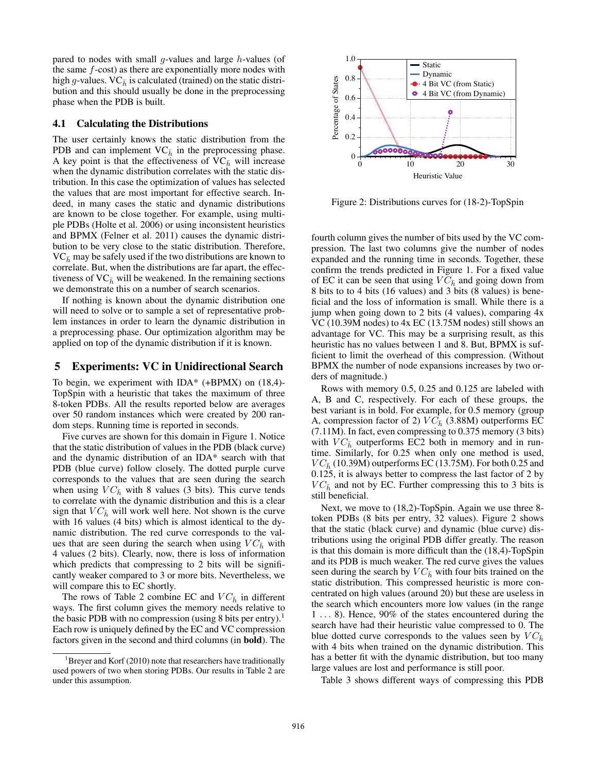pared to nodes with small $g$-values and large $h$-values (of the same $f$-cost) as there are exponentially more nodes with high $g$-values. $\text{VC}_{\bar{h}}$ is calculated (trained) on the static distribution and this should usually be done in the preprocessing phase when the PDB is built.

### 4.1 Calculating the Distributions

The user certainly knows the static distribution from the PDB and can implement $\text{VC}_{\bar{h}}$ in the preprocessing phase. A key point is that the effectiveness of $\text{VC}_{\bar{h}}$ will increase when the dynamic distribution correlates with the static distribution. In this case the optimization of values has selected the values that are most important for effective search. Indeed, in many cases the static and dynamic distributions are known to be close together. For example, using multiple PDBs (Holte et al. 2006) or using inconsistent heuristics and BPMX (Felner et al. 2011) causes the dynamic distribution to be very close to the static distribution. Therefore, $\text{VC}_{\bar{h}}$ may be safely used if the two distributions are known to correlate. But, when the distributions are far apart, the effectiveness of $\text{VC}_{\bar{h}}$ will be weakened. In the remaining sections we demonstrate this on a number of search scenarios.

If nothing is known about the dynamic distribution one will need to solve or to sample a set of representative problem instances in order to learn the dynamic distribution in a preprocessing phase. Our optimization algorithm may be applied on top of the dynamic distribution if it is known.

## 5 Experiments: VC in Unidirectional Search

To begin, we experiment with IDA* (+BPMX) on (18,4)-TopSpin with a heuristic that takes the maximum of three 8-token PDBs. All the results reported below are averages over 50 random instances which were created by 200 random steps. Running time is reported in seconds.

Five curves are shown for this domain in Figure 1. Notice that the static distribution of values in the PDB (black curve) and the dynamic distribution of an IDA* search with that PDB (blue curve) follow closely. The dotted purple curve corresponds to the values that are seen during the search when using $VC_{\bar{h}}$ with 8 values (3 bits). This curve tends to correlate with the dynamic distribution and this is a clear sign that $VC_{\bar{h}}$ will work well here. Not shown is the curve with 16 values (4 bits) which is almost identical to the dynamic distribution. The red curve corresponds to the values that are seen during the search when using $VC_{\bar{h}}$ with 4 values (2 bits). Clearly, now, there is loss of information which predicts that compressing to 2 bits will be significantly weaker compared to 3 or more bits. Nevertheless, we will compare this to EC shortly.

The rows of Table 2 combine EC and $VC_{\bar{h}}$ in different ways. The first column gives the memory needs relative to the basic PDB with no compression (using 8 bits per entry).[1] Each row is uniquely defined by the EC and VC compression factors given in the second and third columns (in **bold**). The fourth column gives the number of bits used by the VC compression. The last two columns give the number of nodes expanded and the running time in seconds. Together, these confirm the trends predicted in Figure 1. For a fixed value of EC it can be seen that using $VC_{\bar{h}}$ and going down from 8 bits to to 4 bits (16 values) and 3 bits (8 values) is beneficial and the loss of information is small. While there is a jump when going down to 2 bits (4 values), comparing 4x VC (10.39M nodes) to 4x EC (13.75M nodes) still shows an advantage for VC. This may be a surprising result, as this heuristic has no values between 1 and 8. But, BPMX is sufficient to limit the overhead of this compression. (Without BPMX the number of node expansions increases by two orders of magnitude.)

Rows with memory 0.5, 0.25 and 0.125 are labeled with A, B and C, respectively. For each of these groups, the best variant is in bold. For example, for 0.5 memory (group A, compression factor of 2) $VC_{\bar{h}}$ (3.88M) outperforms EC (7.11M). In fact, even compressing to 0.375 memory (3 bits) with $VC_{\bar{h}}$ outperforms EC2 both in memory and in runtime. Similarly, for 0.25 when only one method is used, $VC_{\bar{h}}$ (10.39M) outperforms EC (13.75M). For both 0.25 and 0.125, it is always better to compress the last factor of 2 by $VC_{\bar{h}}$ and not by EC. Further compressing this to 3 bits is still beneficial.

Next, we move to (18,2)-TopSpin. Again we use three 8-token PDBs (8 bits per entry, 32 values). Figure 2 shows that the static (black curve) and dynamic (blue curve) distributions using the original PDB differ greatly. The reason is that this domain is more difficult than the (18,4)-TopSpin and its PDB is much weaker. The red curve gives the values seen during the search by $VC_{\bar{h}}$ with four bits trained on the static distribution. This compressed heuristic is more concentrated on high values (around 20) but these are useless in the search which encounters more low values (in the range $1 \ldots 8$). Hence, 90% of the states encountered during the search have had their heuristic value compressed to 0. The blue dotted curve corresponds to the values seen by $VC_{\bar{h}}$ with 4 bits when trained on the dynamic distribution. This has a better fit with the dynamic distribution, but too many large values are lost and performance is still poor.

Figure 2: Distributions curves for (18-2)-TopSpin

Table 3 shows different ways of compressing this PDB

[1] Breyer and Korf (2010) note that researchers have traditionally used powers of two when storing PDBs. Our results in Table 2 are under this assumption.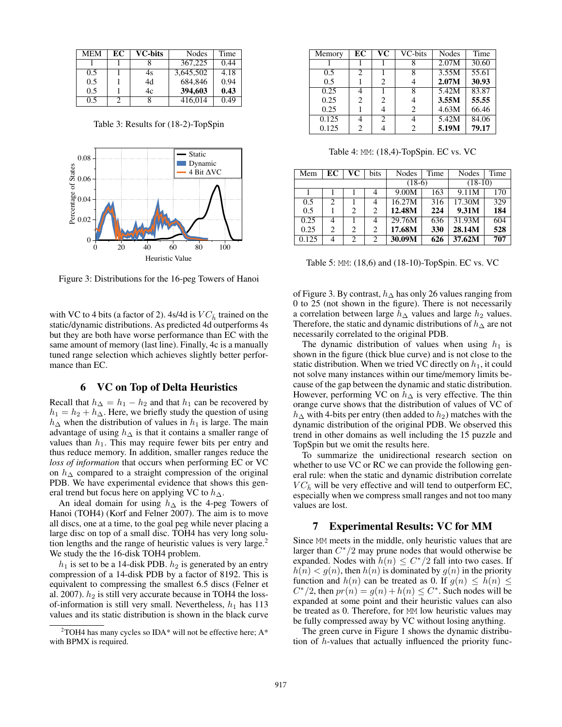| MEM | EC | VC-bits | Nodes | Time |
|---|---|---|---|---|
| 1 | 1 | 8 | 367,225 | 0.44 |
| 0.5 | 1 | 4s | 3,645,502 | 4.18 |
| 0.5 | 1 | 4d | 684,846 | 0.94 |
| 0.5 | 1 | 4c | **394,603** | **0.43** |
| 0.5 | 2 | 8 | 416,014 | 0.49 |

Table 3: Results for (18-2)-TopSpin

Figure 3: Distributions for the 16-peg Towers of Hanoi

with VC to 4 bits (a factor of 2). 4s/4d is $VC_{\bar{h}}$ trained on the static/dynamic distributions. As predicted 4d outperforms 4s but they are both have worse performance than EC with the same amount of memory (last line). Finally, 4c is a manually tuned range selection which achieves slightly better performance than EC.

## 6 VC on Top of Delta Heuristics

Recall that $h_\Delta = h_1 - h_2$ and that $h_1$ can be recovered by $h_1 = h_2 + h_\Delta$. Here, we briefly study the question of using $h_\Delta$ when the distribution of values in $h_1$ is large. The main advantage of using $h_\Delta$ is that it contains a smaller range of values than $h_1$. This may require fewer bits per entry and thus reduce memory. In addition, smaller ranges reduce the *loss of information* that occurs when performing EC or VC on $h_\Delta$ compared to a straight compression of the original PDB. We have experimental evidence that shows this general trend but focus here on applying VC to $h_\Delta$.

An ideal domain for using $h_\Delta$ is the 4-peg Towers of Hanoi (TOH4) (Korf and Felner 2007). The aim is to move all discs, one at a time, to the goal peg while never placing a large disc on top of a small disc. TOH4 has very long solution lengths and the range of heuristic values is very large.[2] We study the the 16-disk TOH4 problem.

$h_1$ is set to be a 14-disk PDB. $h_2$ is generated by an entry compression of a 14-disk PDB by a factor of 8192. This is equivalent to compressing the smallest 6.5 discs (Felner et al. 2007). $h_2$ is still very accurate because in TOH4 the loss-of-information is still very small. Nevertheless, $h_1$ has 113 values and its static distribution is shown in the black curve of Figure 3. By contrast, $h_\Delta$ has only 26 values ranging from 0 to 25 (not shown in the figure). There is not necessarily a correlation between large $h_\Delta$ values and large $h_2$ values. Therefore, the static and dynamic distributions of $h_\Delta$ are not necessarily correlated to the original PDB.

The dynamic distribution of values when using $h_1$ is shown in the figure (thick blue curve) and is not close to the static distribution. When we tried VC directly on $h_1$, it could not solve many instances within our time/memory limits because of the gap between the dynamic and static distribution. However, performing VC on $h_\Delta$ is very effective. The thin orange curve shows that the distribution of values of VC of $h_\Delta$ with 4-bits per entry (then added to $h_2$) matches with the dynamic distribution of the original PDB. We observed this trend in other domains as well including the 15 puzzle and TopSpin but we omit the results here.

To summarize the unidirectional research section on whether to use VC or RC we can provide the following general rule: when the static and dynamic distribution correlate $VC_{\bar{h}}$ will be very effective and will tend to outperform EC, especially when we compress small ranges and not too many values are lost.

[2] TOH4 has many cycles so IDA* will not be effective here; A* with BPMX is required.

| Memory | EC | VC | VC-bits | Nodes | Time |
|---|---|---|---|---|---|
| 1 | 1 | 1 | 8 | 2.07M | 30.60 |
| 0.5 | 2 | 1 | 8 | 3.55M | 55.61 |
| 0.5 | 1 | 2 | 4 | **2.07M** | **30.93** |
| 0.25 | 4 | 1 | 8 | 5.42M | 83.87 |
| 0.25 | 2 | 2 | 4 | **3.55M** | **55.55** |
| 0.25 | 1 | 4 | 2 | 4.63M | 66.46 |
| 0.125 | 4 | 2 | 4 | 5.42M | 84.06 |
| 0.125 | 2 | 4 | 2 | **5.19M** | **79.17** |

Table 4: MM: (18,4)-TopSpin. EC vs. VC

| Mem | EC | VC | bits | Nodes | Time | Nodes | Time |
|---|---|---|---|---|---|---|---|
| | | | | (18-6) | | (18-10) | |
| 1 | 1 | 1 | 4 | 9.00M | 163 | 9.11M | 170 |
| 0.5 | 2 | 1 | 4 | 16.27M | 316 | 17.30M | 329 |
| 0.5 | 1 | 2 | 2 | **12.48M** | **224** | **9.31M** | **184** |
| 0.25 | 4 | 1 | 4 | 29.76M | 636 | 31.93M | 604 |
| 0.25 | 2 | 2 | 2 | **17.68M** | **330** | **28.14M** | **528** |
| 0.125 | 4 | 2 | 2 | **30.09M** | **626** | **37.62M** | **707** |

Table 5: MM: (18,6) and (18-10)-TopSpin. EC vs. VC

## 7 Experimental Results: VC for MM

Since MM meets in the middle, only heuristic values that are larger than $C^*/2$ may prune nodes that would otherwise be expanded. Nodes with $h(n) \leq C^*/2$ fall into two cases. If $h(n) < g(n)$, then $h(n)$ is dominated by $g(n)$ in the priority function and $h(n)$ can be treated as 0. If $g(n) \leq h(n) \leq C^*/2$, then $pr(n) = g(n) + h(n) \leq C^*$. Such nodes will be expanded at some point and their heuristic values can also be treated as 0. Therefore, for MM low heuristic values may be fully compressed away by VC without losing anything.

The green curve in Figure 1 shows the dynamic distribution of $h$-values that actually influenced the priority func-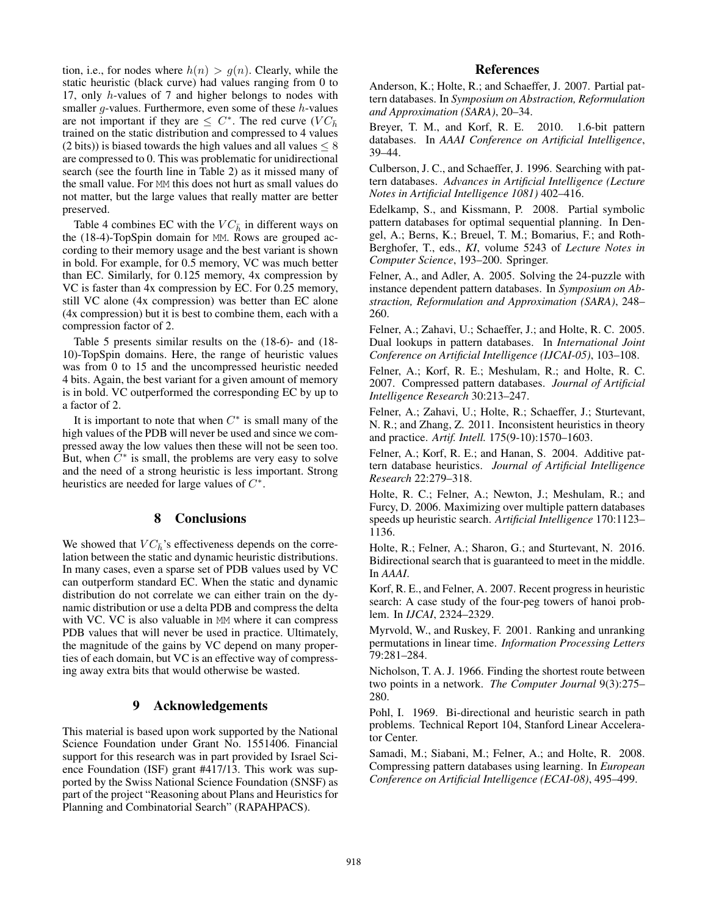tion, i.e., for nodes where $h(n) > g(n)$. Clearly, while the static heuristic (black curve) had values ranging from 0 to 17, only $h$-values of 7 and higher belongs to nodes with smaller $g$-values. Furthermore, even some of these $h$-values are not important if they are $\leq C^*$. The red curve ($VC_{\bar{h}}$ trained on the static distribution and compressed to 4 values (2 bits)) is biased towards the high values and all values $\leq 8$ are compressed to 0. This was problematic for unidirectional search (see the fourth line in Table 2) as it missed many of the small value. For MM this does not hurt as small values do not matter, but the large values that really matter are better preserved.

Table 4 combines EC with the $VC_{\bar{h}}$ in different ways on the (18-4)-TopSpin domain for MM. Rows are grouped according to their memory usage and the best variant is shown in bold. For example, for 0.5 memory, VC was much better than EC. Similarly, for 0.125 memory, 4x compression by VC is faster than 4x compression by EC. For 0.25 memory, still VC alone (4x compression) was better than EC alone (4x compression) but it is best to combine them, each with a compression factor of 2.

Table 5 presents similar results on the (18-6)- and (18-10)-TopSpin domains. Here, the range of heuristic values was from 0 to 15 and the uncompressed heuristic needed 4 bits. Again, the best variant for a given amount of memory is in bold. VC outperformed the corresponding EC by up to a factor of 2.

It is important to note that when $C^*$ is small many of the high values of the PDB will never be used and since we compressed away the low values then these will not be seen too. But, when $C^*$ is small, the problems are very easy to solve and the need of a strong heuristic is less important. Strong heuristics are needed for large values of $C^*$.

## 8 Conclusions

We showed that $VC_{\bar{h}}$'s effectiveness depends on the correlation between the static and dynamic heuristic distributions. In many cases, even a sparse set of PDB values used by VC can outperform standard EC. When the static and dynamic distribution do not correlate we can either train on the dynamic distribution or use a delta PDB and compress the delta with VC. VC is also valuable in MM where it can compress PDB values that will never be used in practice. Ultimately, the magnitude of the gains by VC depend on many properties of each domain, but VC is an effective way of compressing away extra bits that would otherwise be wasted.

## 9 Acknowledgements

This material is based upon work supported by the National Science Foundation under Grant No. 1551406. Financial support for this research was in part provided by Israel Science Foundation (ISF) grant #417/13. This work was supported by the Swiss National Science Foundation (SNSF) as part of the project "Reasoning about Plans and Heuristics for Planning and Combinatorial Search" (RAPAHPACS).

## References

Anderson, K.; Holte, R.; and Schaeffer, J. 2007. Partial pattern databases. In *Symposium on Abstraction, Reformulation and Approximation (SARA)*, 20–34.

Breyer, T. M., and Korf, R. E. 2010. 1.6-bit pattern databases. In *AAAI Conference on Artificial Intelligence*, 39–44.

Culberson, J. C., and Schaeffer, J. 1996. Searching with pattern databases. *Advances in Artificial Intelligence (Lecture Notes in Artificial Intelligence 1081)* 402–416.

Edelkamp, S., and Kissmann, P. 2008. Partial symbolic pattern databases for optimal sequential planning. In Dengel, A.; Berns, K.; Breuel, T. M.; Bomarius, F.; and Roth-Berghofer, T., eds., *KI*, volume 5243 of *Lecture Notes in Computer Science*, 193–200. Springer.

Felner, A., and Adler, A. 2005. Solving the 24-puzzle with instance dependent pattern databases. In *Symposium on Abstraction, Reformulation and Approximation (SARA)*, 248–260.

Felner, A.; Zahavi, U.; Schaeffer, J.; and Holte, R. C. 2005. Dual lookups in pattern databases. In *International Joint Conference on Artificial Intelligence (IJCAI-05)*, 103–108.

Felner, A.; Korf, R. E.; Meshulam, R.; and Holte, R. C. 2007. Compressed pattern databases. *Journal of Artificial Intelligence Research* 30:213–247.

Felner, A.; Zahavi, U.; Holte, R.; Schaeffer, J.; Sturtevant, N. R.; and Zhang, Z. 2011. Inconsistent heuristics in theory and practice. *Artif. Intell.* 175(9-10):1570–1603.

Felner, A.; Korf, R. E.; and Hanan, S. 2004. Additive pattern database heuristics. *Journal of Artificial Intelligence Research* 22:279–318.

Holte, R. C.; Felner, A.; Newton, J.; Meshulam, R.; and Furcy, D. 2006. Maximizing over multiple pattern databases speeds up heuristic search. *Artificial Intelligence* 170:1123–1136.

Holte, R.; Felner, A.; Sharon, G.; and Sturtevant, N. 2016. Bidirectional search that is guaranteed to meet in the middle. In *AAAI*.

Korf, R. E., and Felner, A. 2007. Recent progress in heuristic search: A case study of the four-peg towers of hanoi problem. In *IJCAI*, 2324–2329.

Myrvold, W., and Ruskey, F. 2001. Ranking and unranking permutations in linear time. *Information Processing Letters* 79:281–284.

Nicholson, T. A. J. 1966. Finding the shortest route between two points in a network. *The Computer Journal* 9(3):275–280.

Pohl, I. 1969. Bi-directional and heuristic search in path problems. Technical Report 104, Stanford Linear Accelerator Center.

Samadi, M.; Siabani, M.; Felner, A.; and Holte, R. 2008. Compressing pattern databases using learning. In *European Conference on Artificial Intelligence (ECAI-08)*, 495–499.